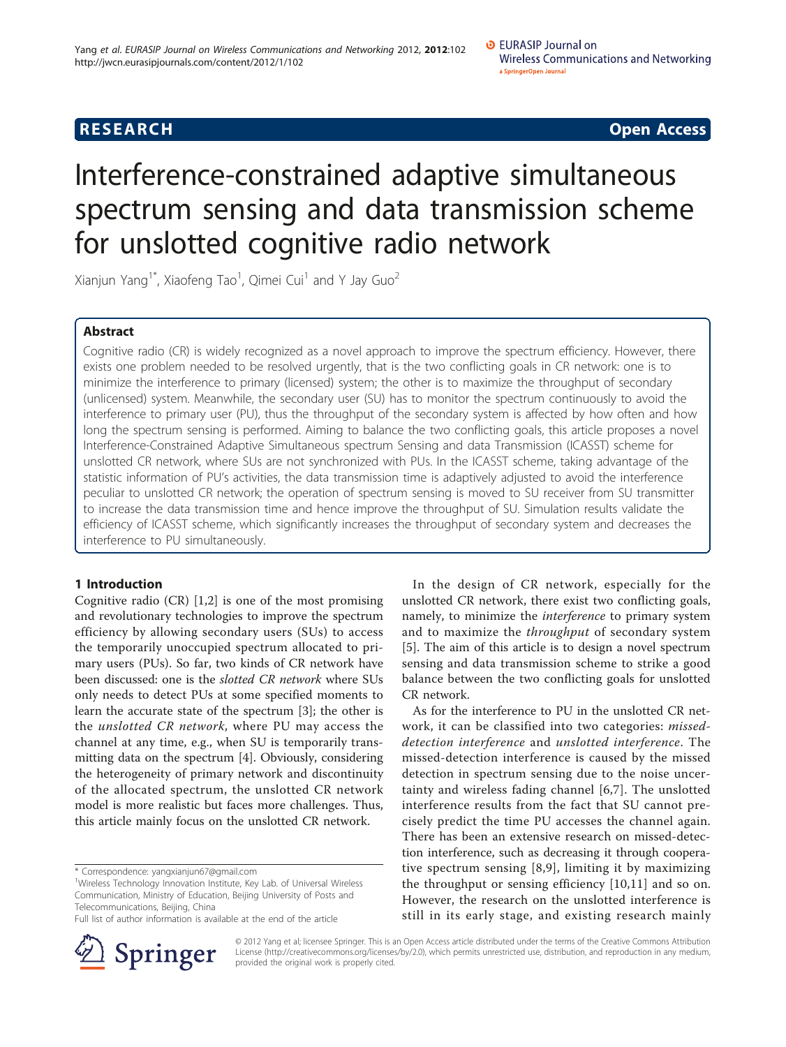**RESEARCH** **Open Access**

# Interference-constrained adaptive simultaneous spectrum sensing and data transmission scheme for unslotted cognitive radio network

Xianjun Yang[1*], Xiaofeng Tao[1], Qimei Cui[1] and Y Jay Guo[2]

## Abstract

Cognitive radio (CR) is widely recognized as a novel approach to improve the spectrum efficiency. However, there exists one problem needed to be resolved urgently, that is the two conflicting goals in CR network: one is to minimize the interference to primary (licensed) system; the other is to maximize the throughput of secondary (unlicensed) system. Meanwhile, the secondary user (SU) has to monitor the spectrum continuously to avoid the interference to primary user (PU), thus the throughput of the secondary system is affected by how often and how long the spectrum sensing is performed. Aiming to balance the two conflicting goals, this article proposes a novel Interference-Constrained Adaptive Simultaneous spectrum Sensing and data Transmission (ICASST) scheme for unslotted CR network, where SUs are not synchronized with PUs. In the ICASST scheme, taking advantage of the statistic information of PU's activities, the data transmission time is adaptively adjusted to avoid the interference peculiar to unslotted CR network; the operation of spectrum sensing is moved to SU receiver from SU transmitter to increase the data transmission time and hence improve the throughput of SU. Simulation results validate the efficiency of ICASST scheme, which significantly increases the throughput of secondary system and decreases the interference to PU simultaneously.

## 1 Introduction

Cognitive radio (CR) [1,2] is one of the most promising and revolutionary technologies to improve the spectrum efficiency by allowing secondary users (SUs) to access the temporarily unoccupied spectrum allocated to primary users (PUs). So far, two kinds of CR network have been discussed: one is the *slotted CR network* where SUs only needs to detect PUs at some specified moments to learn the accurate state of the spectrum [3]; the other is the *unslotted CR network*, where PU may access the channel at any time, e.g., when SU is temporarily transmitting data on the spectrum [4]. Obviously, considering the heterogeneity of primary network and discontinuity of the allocated spectrum, the unslotted CR network model is more realistic but faces more challenges. Thus, this article mainly focus on the unslotted CR network.

In the design of CR network, especially for the unslotted CR network, there exist two conflicting goals, namely, to minimize the *interference* to primary system and to maximize the *throughput* of secondary system [5]. The aim of this article is to design a novel spectrum sensing and data transmission scheme to strike a good balance between the two conflicting goals for unslotted CR network.

As for the interference to PU in the unslotted CR network, it can be classified into two categories: *missed-detection interference* and *unslotted interference*. The missed-detection interference is caused by the missed detection in spectrum sensing due to the noise uncertainty and wireless fading channel [6,7]. The unslotted interference results from the fact that SU cannot precisely predict the time PU accesses the channel again. There has been an extensive research on missed-detection interference, such as decreasing it through cooperative spectrum sensing [8,9], limiting it by maximizing the throughput or sensing efficiency [10,11] and so on. However, the research on the unslotted interference is still in its early stage, and existing research mainly

\* Correspondence: yangxianjun67@gmail.com
[1]Wireless Technology Innovation Institute, Key Lab. of Universal Wireless Communication, Ministry of Education, Beijing University of Posts and Telecommunications, Beijing, China
Full list of author information is available at the end of the article

© 2012 Yang et al; licensee Springer. This is an Open Access article distributed under the terms of the Creative Commons Attribution License (http://creativecommons.org/licenses/by/2.0), which permits unrestricted use, distribution, and reproduction in any medium, provided the original work is properly cited.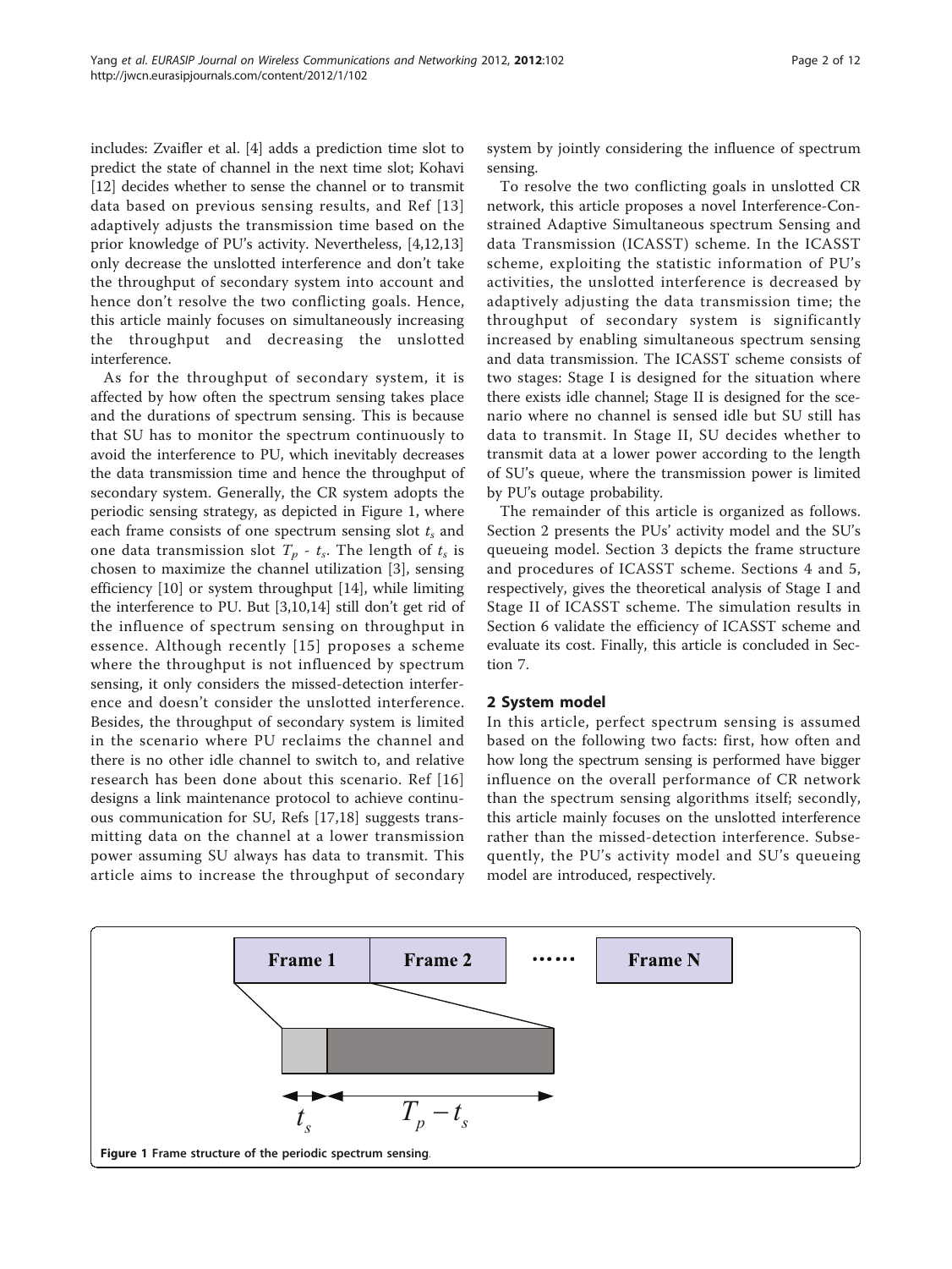includes: Zvaifler et al. [4] adds a prediction time slot to predict the state of channel in the next time slot; Kohavi [12] decides whether to sense the channel or to transmit data based on previous sensing results, and Ref [13] adaptively adjusts the transmission time based on the prior knowledge of PU's activity. Nevertheless, [4,12,13] only decrease the unslotted interference and don't take the throughput of secondary system into account and hence don't resolve the two conflicting goals. Hence, this article mainly focuses on simultaneously increasing the throughput and decreasing the unslotted interference.

As for the throughput of secondary system, it is affected by how often the spectrum sensing takes place and the durations of spectrum sensing. This is because that SU has to monitor the spectrum continuously to avoid the interference to PU, which inevitably decreases the data transmission time and hence the throughput of secondary system. Generally, the CR system adopts the periodic sensing strategy, as depicted in Figure 1, where each frame consists of one spectrum sensing slot $t_s$ and one data transmission slot $T_p$ - $t_s$. The length of $t_s$ is chosen to maximize the channel utilization [3], sensing efficiency [10] or system throughput [14], while limiting the interference to PU. But [3,10,14] still don't get rid of the influence of spectrum sensing on throughput in essence. Although recently [15] proposes a scheme where the throughput is not influenced by spectrum sensing, it only considers the missed-detection interference and doesn't consider the unslotted interference. Besides, the throughput of secondary system is limited in the scenario where PU reclaims the channel and there is no other idle channel to switch to, and relative research has been done about this scenario. Ref [16] designs a link maintenance protocol to achieve continuous communication for SU, Refs [17,18] suggests transmitting data on the channel at a lower transmission power assuming SU always has data to transmit. This article aims to increase the throughput of secondary system by jointly considering the influence of spectrum sensing.

To resolve the two conflicting goals in unslotted CR network, this article proposes a novel Interference-Constrained Adaptive Simultaneous spectrum Sensing and data Transmission (ICASST) scheme. In the ICASST scheme, exploiting the statistic information of PU's activities, the unslotted interference is decreased by adaptively adjusting the data transmission time; the throughput of secondary system is significantly increased by enabling simultaneous spectrum sensing and data transmission. The ICASST scheme consists of two stages: Stage I is designed for the situation where there exists idle channel; Stage II is designed for the scenario where no channel is sensed idle but SU still has data to transmit. In Stage II, SU decides whether to transmit data at a lower power according to the length of SU's queue, where the transmission power is limited by PU's outage probability.

The remainder of this article is organized as follows. Section 2 presents the PUs' activity model and the SU's queueing model. Section 3 depicts the frame structure and procedures of ICASST scheme. Sections 4 and 5, respectively, gives the theoretical analysis of Stage I and Stage II of ICASST scheme. The simulation results in Section 6 validate the efficiency of ICASST scheme and evaluate its cost. Finally, this article is concluded in Section 7.

## 2 System model

In this article, perfect spectrum sensing is assumed based on the following two facts: first, how often and how long the spectrum sensing is performed have bigger influence on the overall performance of CR network than the spectrum sensing algorithms itself; secondly, this article mainly focuses on the unslotted interference rather than the missed-detection interference. Subsequently, the PU's activity model and SU's queueing model are introduced, respectively.

**Figure 1** Frame structure of the periodic spectrum sensing.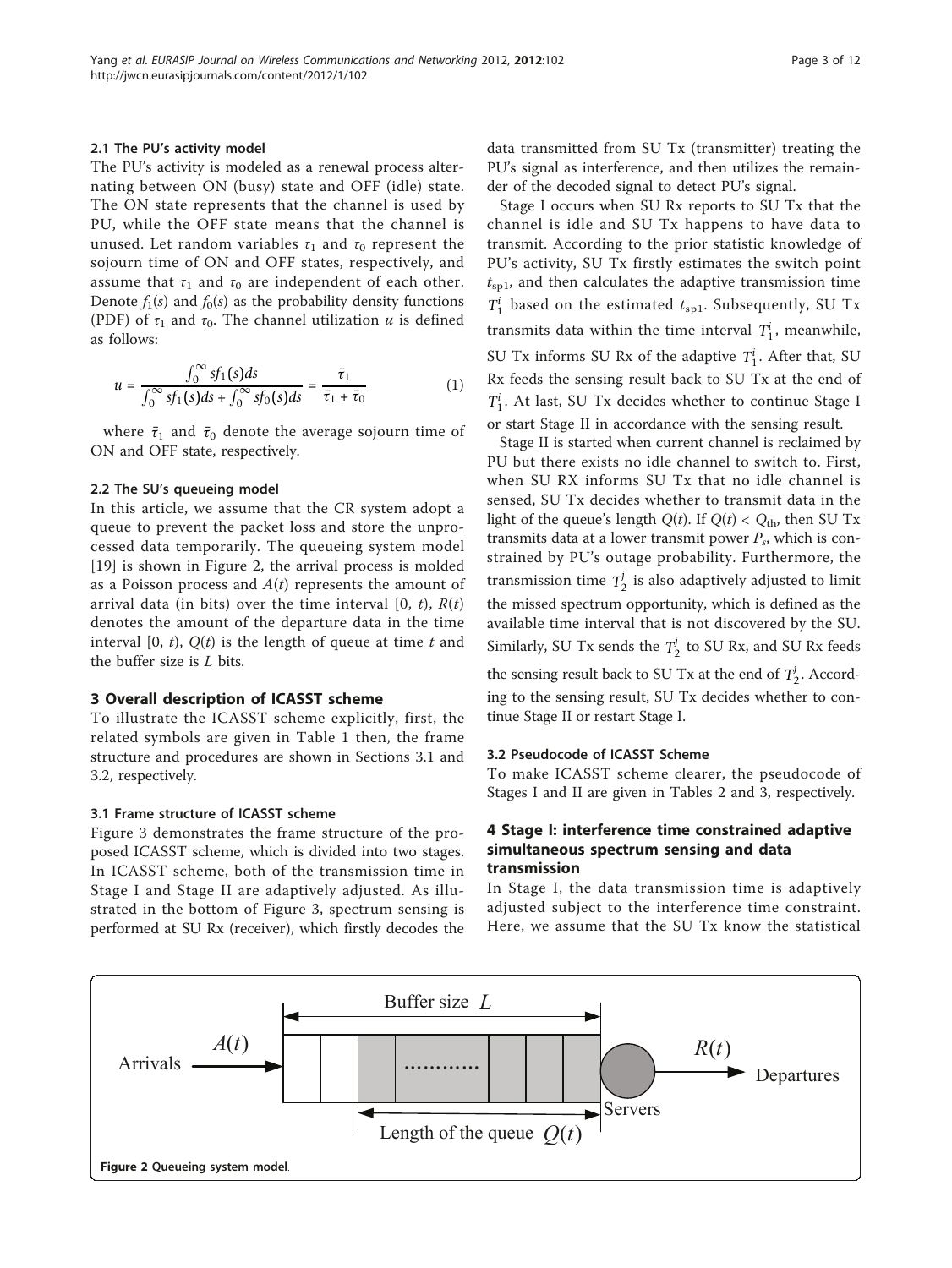### 2.1 The PU's activity model

The PU's activity is modeled as a renewal process alternating between ON (busy) state and OFF (idle) state. The ON state represents that the channel is used by PU, while the OFF state means that the channel is unused. Let random variables $\tau_1$ and $\tau_0$ represent the sojourn time of ON and OFF states, respectively, and assume that $\tau_1$ and $\tau_0$ are independent of each other. Denote $f_1(s)$ and $f_0(s)$ as the probability density functions (PDF) of $\tau_1$ and $\tau_0$. The channel utilization $u$ is defined as follows:

$$u = \frac{\int_0^{\infty} s f_1(s) ds}{\int_0^{\infty} s f_1(s) ds + \int_0^{\infty} s f_0(s) ds} = \frac{\bar{\tau}_1}{\bar{\tau}_1 + \bar{\tau}_0} \tag{1}$$

where $\bar{\tau}_1$ and $\bar{\tau}_0$ denote the average sojourn time of ON and OFF state, respectively.

### 2.2 The SU's queueing model

In this article, we assume that the CR system adopt a queue to prevent the packet loss and store the unprocessed data temporarily. The queueing system model [19] is shown in Figure 2, the arrival process is molded as a Poisson process and $A(t)$ represents the amount of arrival data (in bits) over the time interval $[0, t)$, $R(t)$ denotes the amount of the departure data in the time interval $[0, t)$, $Q(t)$ is the length of queue at time $t$ and the buffer size is $L$ bits.

## 3 Overall description of ICASST scheme

To illustrate the ICASST scheme explicitly, first, the related symbols are given in Table 1 then, the frame structure and procedures are shown in Sections 3.1 and 3.2, respectively.

### 3.1 Frame structure of ICASST scheme

Figure 3 demonstrates the frame structure of the proposed ICASST scheme, which is divided into two stages. In ICASST scheme, both of the transmission time in Stage I and Stage II are adaptively adjusted. As illustrated in the bottom of Figure 3, spectrum sensing is performed at SU Rx (receiver), which firstly decodes the data transmitted from SU Tx (transmitter) treating the PU's signal as interference, and then utilizes the remainder of the decoded signal to detect PU's signal.

Stage I occurs when SU Rx reports to SU Tx that the channel is idle and SU Tx happens to have data to transmit. According to the prior statistic knowledge of PU's activity, SU Tx firstly estimates the switch point $t_{sp1}$, and then calculates the adaptive transmission time $T_1^i$ based on the estimated $t_{sp1}$. Subsequently, SU Tx transmits data within the time interval $T_1^i$, meanwhile, SU Tx informs SU Rx of the adaptive $T_1^i$. After that, SU Rx feeds the sensing result back to SU Tx at the end of $T_1^i$. At last, SU Tx decides whether to continue Stage I or start Stage II in accordance with the sensing result.

Stage II is started when current channel is reclaimed by PU but there exists no idle channel to switch to. First, when SU RX informs SU Tx that no idle channel is sensed, SU Tx decides whether to transmit data in the light of the queue's length $Q(t)$. If $Q(t) < Q_{th}$, then SU Tx transmits data at a lower transmit power $P_s$, which is constrained by PU's outage probability. Furthermore, the transmission time $T_2^j$ is also adaptively adjusted to limit the missed spectrum opportunity, which is defined as the available time interval that is not discovered by the SU. Similarly, SU Tx sends the $T_2^j$ to SU Rx, and SU Rx feeds the sensing result back to SU Tx at the end of $T_2^j$. According to the sensing result, SU Tx decides whether to continue Stage II or restart Stage I.

### 3.2 Pseudocode of ICASST Scheme

To make ICASST scheme clearer, the pseudocode of Stages I and II are given in Tables 2 and 3, respectively.

## 4 Stage I: interference time constrained adaptive simultaneous spectrum sensing and data transmission

In Stage I, the data transmission time is adaptively adjusted subject to the interference time constraint. Here, we assume that the SU Tx know the statistical

**Figure 2** Queueing system model.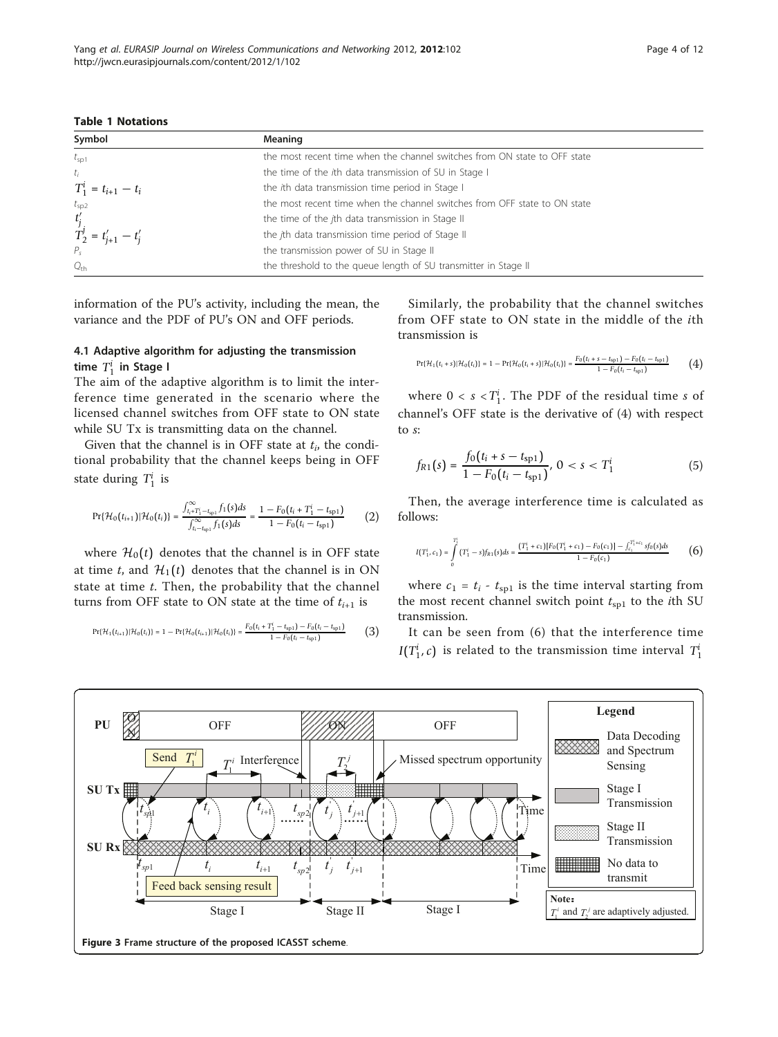**Table 1 Notations**

| Symbol | Meaning |
|---|---|
| $t_{sp1}$ | the most recent time when the channel switches from ON state to OFF state |
| $t_i$ | the time of the *i*th data transmission of SU in Stage I |
| $T_1^i = t_{i+1} - t_i$ | the *i*th data transmission time period in Stage I |
| $t_{sp2}$ | the most recent time when the channel switches from OFF state to ON state |
| $t'_j$ | the time of the *j*th data transmission in Stage II |
| $T_2^j = t'_{j+1} - t'_j$ | the *j*th data transmission time period of Stage II |
| $P_s$ | the transmission power of SU in Stage II |
| $Q_{th}$ | the threshold to the queue length of SU transmitter in Stage II |

information of the PU's activity, including the mean, the variance and the PDF of PU's ON and OFF periods.

### 4.1 Adaptive algorithm for adjusting the transmission time $T_1^i$ in Stage I

The aim of the adaptive algorithm is to limit the interference time generated in the scenario where the licensed channel switches from OFF state to ON state while SU Tx is transmitting data on the channel.

Given that the channel is in OFF state at $t_i$, the conditional probability that the channel keeps being in OFF state during $T_1^i$ is

$$\Pr\{\mathcal{H}_0(t_{i+1})|\mathcal{H}_0(t_i)\} = \frac{\int_{t_i+T_1^i-t_{sp1}}^{\infty} f_1(s)ds}{\int_{t_i-t_{sp1}}^{\infty} f_1(s)ds} = \frac{1-F_0(t_i+T_1^i-t_{sp1})}{1-F_0(t_i-t_{sp1})} \quad (2)$$

where $\mathcal{H}_0(t)$ denotes that the channel is in OFF state at time $t$, and $\mathcal{H}_1(t)$ denotes that the channel is in ON state at time $t$. Then, the probability that the channel turns from OFF state to ON state at the time of $t_{i+1}$ is

$$\Pr\{\mathcal{H}_1(t_{i+1})|\mathcal{H}_0(t_i)\} = 1 - \Pr\{\mathcal{H}_0(t_{i+1})|\mathcal{H}_0(t_i)\} = \frac{F_0(t_i+T_1^i-t_{sp1})-F_0(t_i-t_{sp1})}{1-F_0(t_i-t_{sp1})} \quad (3)$$

Similarly, the probability that the channel switches from OFF state to ON state in the middle of the *i*th transmission is

$$\Pr\{\mathcal{H}_1(t_i+s)|\mathcal{H}_0(t_i)\} = 1 - \Pr\{\mathcal{H}_0(t_i+s)|\mathcal{H}_0(t_i)\} = \frac{F_0(t_i+s-t_{sp1})-F_0(t_i-t_{sp1})}{1-F_0(t_i-t_{sp1})} \quad (4)$$

where $0 < s < T_1^i$. The PDF of the residual time $s$ of channel's OFF state is the derivative of (4) with respect to $s$:

$$f_{R1}(s) = \frac{f_0(t_i+s-t_{sp1})}{1-F_0(t_i-t_{sp1})}, \; 0 < s < T_1^i \quad (5)$$

Then, the average interference time is calculated as follows:

$$I(T_1^i, c_1) = \int_0^{T_1^i} (T_1^i - s) f_{R1}(s)ds = \frac{(T_1^i+c_1)[F_0(T_1^i+c_1)-F_0(c_1)] - \int_{c_1}^{T_1^i+c_1} s f_0(s)ds}{1-F_0(c_1)} \quad (6)$$

where $c_1 = t_i - t_{sp1}$ is the time interval starting from the most recent channel switch point $t_{sp1}$ to the *i*th SU transmission.

It can be seen from (6) that the interference time $I(T_1^i, c)$ is related to the transmission time interval $T_1^i$

**Figure 3 Frame structure of the proposed ICASST scheme.**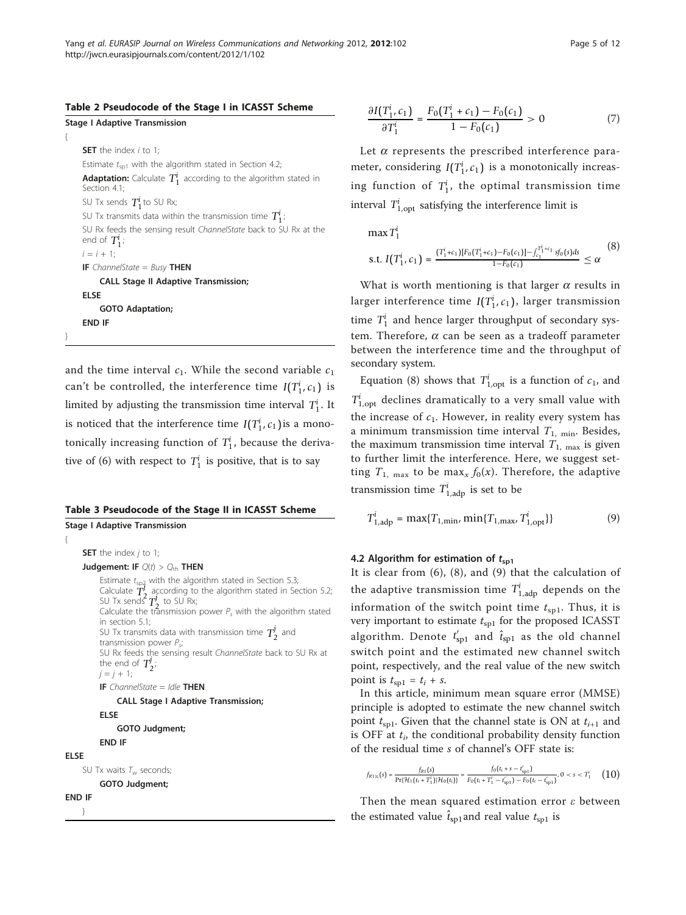**Table 2 Pseudocode of the Stage I in ICASST Scheme**

```
Stage I Adaptive Transmission
{
    SET the index i to 1;
    Estimate t_sp1 with the algorithm stated in Section 4.2;
    Adaptation: Calculate T_1^i according to the algorithm stated in Section 4.1;
    SU Tx sends T_1^i to SU Rx;
    SU Tx transmits data within the transmission time T_1^i;
    SU Rx feeds the sensing result ChannelState back to SU Rx at the end of T_1^i;
    i = i + 1;
    IF ChannelState = Busy THEN
        CALL Stage II Adaptive Transmission;
    ELSE
        GOTO Adaptation;
    END IF
}
```

and the time interval $c_1$. While the second variable $c_1$ can't be controlled, the interference time $I(T_1^i, c_1)$ is limited by adjusting the transmission time interval $T_1^i$. It is noticed that the interference time $I(T_1^i, c_1)$ is a monotonically increasing function of $T_1^i$, because the derivative of (6) with respect to $T_1^i$ is positive, that is to say

**Table 3 Pseudocode of the Stage II in ICASST Scheme**

```
Stage I Adaptive Transmission
{
    SET the index j to 1;
    Judgement: IF Q(t) > Q_th THEN
        Estimate t_sp2 with the algorithm stated in Section 5.3;
        Calculate T_2^j according to the algorithm stated in Section 5.2;
        SU Tx sends T_2^j to SU Rx;
        Calculate the transmission power P_s with the algorithm stated in section 5.1;
        SU Tx transmits data with transmission time T_2^j and transmission power P_s;
        SU Rx feeds the sensing result ChannelState back to SU Rx at the end of T_2^j;
        j = j + 1;
        IF ChannelState = Idle THEN
            CALL Stage I Adaptive Transmission;
        ELSE
            GOTO Judgment;
        END IF
ELSE
    SU Tx waits T_w seconds;
        GOTO Judgment;
END IF
    }
```

$$\frac{\partial I(T_1^i, c_1)}{\partial T_1^i} = \frac{F_0(T_1^i + c_1) - F_0(c_1)}{1 - F_0(c_1)} > 0 \tag{7}$$

Let $\alpha$ represents the prescribed interference parameter, considering $I(T_1^i, c_1)$ is a monotonically increasing function of $T_1^i$, the optimal transmission time interval $T_{1,\text{opt}}^i$ satisfying the interference limit is

$$\begin{aligned} &\max T_1^i \\ &\text{s.t. } I(T_1^i, c_1) = \frac{(T_1^i + c_1)[F_0(T_1^i + c_1) - F_0(c_1)] - \int_{c_1}^{T_1^i + c_1} s f_0(s) ds}{1 - F_0(c_1)} \le \alpha \end{aligned} \tag{8}$$

What is worth mentioning is that larger $\alpha$ results in larger interference time $I(T_1^i, c_1)$, larger transmission time $T_1^i$ and hence larger throughput of secondary system. Therefore, $\alpha$ can be seen as a tradeoff parameter between the interference time and the throughput of secondary system.

Equation (8) shows that $T_{1,\text{opt}}^i$ is a function of $c_1$, and $T_{1,\text{opt}}^i$ declines dramatically to a very small value with the increase of $c_1$. However, in reality every system has a minimum transmission time interval $T_{1,\min}$. Besides, the maximum transmission time interval $T_{1,\max}$ is given to further limit the interference. Here, we suggest setting $T_{1,\max}$ to be $\max_x f_0(x)$. Therefore, the adaptive transmission time $T_{1,\text{adp}}^i$ is set to be

$$T_{1,\text{adp}}^i = \max\{T_{1,\min}, \min\{T_{1,\max}, T_{1,\text{opt}}^i\}\} \tag{9}$$

### 4.2 Algorithm for estimation of $t_{\text{sp1}}$

It is clear from (6), (8), and (9) that the calculation of the adaptive transmission time $T_{1,\text{adp}}^i$ depends on the information of the switch point time $t_{\text{sp1}}$. Thus, it is very important to estimate $t_{\text{sp1}}$ for the proposed ICASST algorithm. Denote $t'_{\text{sp1}}$ and $\hat{t}_{\text{sp1}}$ as the old channel switch point and the estimated new channel switch point, respectively, and the real value of the new switch point is $t_{\text{sp1}} = t_i + s$.

In this article, minimum mean square error (MMSE) principle is adopted to estimate the new channel switch point $t_{\text{sp1}}$. Given that the channel state is ON at $t_{i+1}$ and is OFF at $t_i$, the conditional probability density function of the residual time $s$ of channel's OFF state is:

$$f_{R1|t_i}(s) = \frac{f_{R1}(s)}{\Pr\{\mathcal{H}_1(t_i + T_1^i)|\mathcal{H}_0(t_i)\}} = \frac{f_0(t_i + s - t'_{\text{sp1}})}{F_0(t_i + T_1^i - t'_{\text{sp1}}) - F_0(t_i - t'_{\text{sp1}})}, 0 < s < T_1^i \tag{10}$$

Then the mean squared estimation error $\varepsilon$ between the estimated value $\hat{t}_{\text{sp1}}$ and real value $t_{\text{sp1}}$ is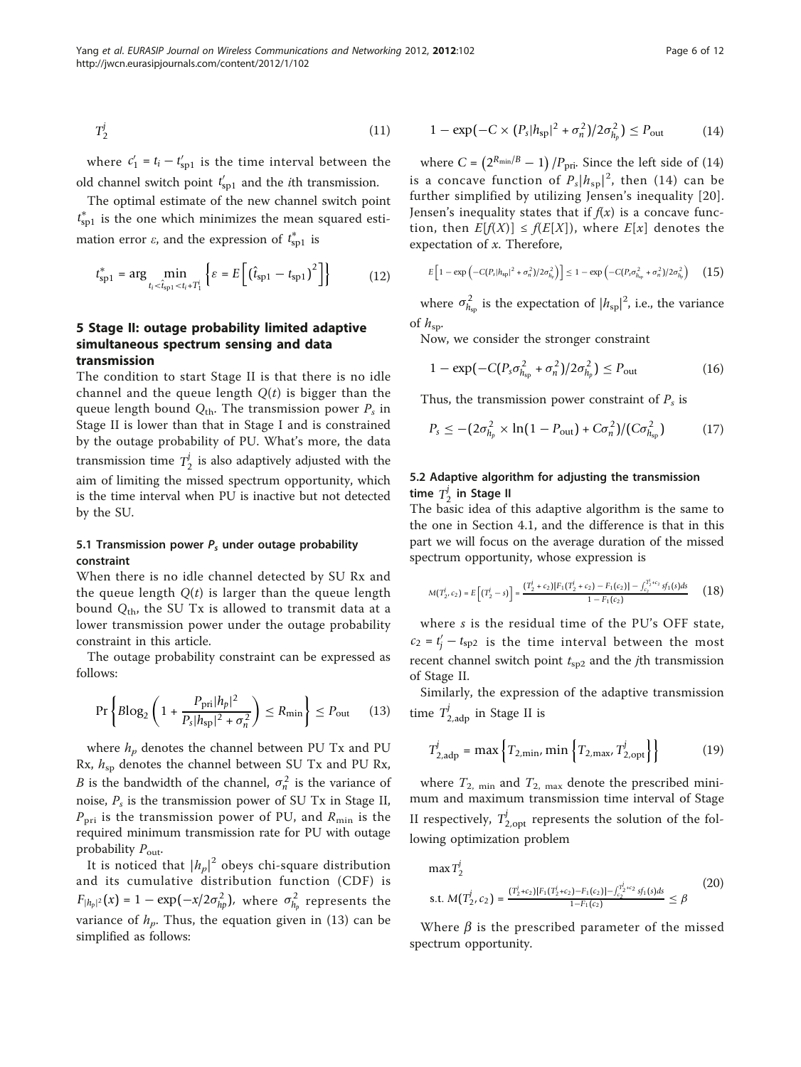$$T_2^j \tag{11}$$

where $c_1' = t_i - t_{\mathrm{sp1}}'$ is the time interval between the old channel switch point $t_{\mathrm{sp1}}'$ and the $i$th transmission.

The optimal estimate of the new channel switch point $t_{\mathrm{sp1}}^*$ is the one which minimizes the mean squared estimation error $\varepsilon$, and the expression of $t_{\mathrm{sp1}}^*$ is

$$t_{\mathrm{sp1}}^* = \arg \min_{t_i < \hat{t}_{\mathrm{sp1}} < t_i + T_1^i} \left\{ \varepsilon = E\left[ \left( \hat{t}_{\mathrm{sp1}} - t_{\mathrm{sp1}} \right)^2 \right] \right\} \tag{12}$$

## 5 Stage II: outage probability limited adaptive simultaneous spectrum sensing and data transmission

The condition to start Stage II is that there is no idle channel and the queue length $Q(t)$ is bigger than the queue length bound $Q_{\mathrm{th}}$. The transmission power $P_s$ in Stage II is lower than that in Stage I and is constrained by the outage probability of PU. What's more, the data transmission time $T_2^j$ is also adaptively adjusted with the aim of limiting the missed spectrum opportunity, which is the time interval when PU is inactive but not detected by the SU.

### 5.1 Transmission power $P_s$ under outage probability constraint

When there is no idle channel detected by SU Rx and the queue length $Q(t)$ is larger than the queue length bound $Q_{\mathrm{th}}$, the SU Tx is allowed to transmit data at a lower transmission power under the outage probability constraint in this article.

The outage probability constraint can be expressed as follows:

$$\Pr\left\{ B\log_2\left( 1 + \frac{P_{\mathrm{pri}}|h_p|^2}{P_s|h_{\mathrm{sp}}|^2 + \sigma_n^2} \right) \le R_{\min} \right\} \le P_{\mathrm{out}} \tag{13}$$

where $h_p$ denotes the channel between PU Tx and PU Rx, $h_{\mathrm{sp}}$ denotes the channel between SU Tx and PU Rx, $B$ is the bandwidth of the channel, $\sigma_n^2$ is the variance of noise, $P_s$ is the transmission power of SU Tx in Stage II, $P_{\mathrm{pri}}$ is the transmission power of PU, and $R_{\min}$ is the required minimum transmission rate for PU with outage probability $P_{\mathrm{out}}$.

It is noticed that $|h_p|^2$ obeys chi-square distribution and its cumulative distribution function (CDF) is $F_{|h_p|^2}(x) = 1 - \exp(-x/2\sigma_{hp}^2)$, where $\sigma_{h_p}^2$ represents the variance of $h_p$. Thus, the equation given in (13) can be simplified as follows:

$$1 - \exp(-C \times (P_s|h_{\mathrm{sp}}|^2 + \sigma_n^2)/2\sigma_{h_p}^2) \le P_{\mathrm{out}} \tag{14}$$

where $C = \left(2^{R_{\min}/B} - 1\right)/P_{\mathrm{pri}}$. Since the left side of (14) is a concave function of $P_s|h_{\mathrm{sp}}|^2$, then (14) can be further simplified by utilizing Jensen's inequality [20]. Jensen's inequality states that if $f(x)$ is a concave function, then $E[f(X)] \le f(E[X])$, where $E[x]$ denotes the expectation of $x$. Therefore,

$$E\left[1 - \exp\left(-C(P_s|h_{\mathrm{sp}}|^2 + \sigma_n^2)/2\sigma_{h_p}^2\right)\right] \le 1 - \exp\left(-C(P_s\sigma_{h_{\mathrm{sp}}}^2 + \sigma_n^2)/2\sigma_{h_p}^2\right) \tag{15}$$

where $\sigma_{h_{\mathrm{sp}}}^2$ is the expectation of $|h_{\mathrm{sp}}|^2$, i.e., the variance of $h_{\mathrm{sp}}$.

Now, we consider the stronger constraint

$$1 - \exp(-C(P_s\sigma_{h_{\mathrm{sp}}}^2 + \sigma_n^2)/2\sigma_{h_p}^2) \le P_{\mathrm{out}} \tag{16}$$

Thus, the transmission power constraint of $P_s$ is

$$P_s \le -(2\sigma_{h_p}^2 \times \ln(1 - P_{\mathrm{out}}) + C\sigma_n^2)/(C\sigma_{h_{\mathrm{sp}}}^2) \tag{17}$$

### 5.2 Adaptive algorithm for adjusting the transmission time $T_2^j$ in Stage II

The basic idea of this adaptive algorithm is the same to the one in Section 4.1, and the difference is that in this part we will focus on the average duration of the missed spectrum opportunity, whose expression is

$$M(T_2^j, c_2) = E\left[(T_2^j - s)\right] = \frac{(T_2^j + c_2)[F_1(T_2^j + c_2) - F_1(c_2)] - \int_{c_2}^{T_2^j + c_2} sf_1(s)ds}{1 - F_1(c_2)} \tag{18}$$

where $s$ is the residual time of the PU's OFF state, $c_2 = t_j' - t_{\mathrm{sp2}}$ is the time interval between the most recent channel switch point $t_{\mathrm{sp2}}$ and the $j$th transmission of Stage II.

Similarly, the expression of the adaptive transmission time $T_{2,\mathrm{adp}}^j$ in Stage II is

$$T_{2,\mathrm{adp}}^j = \max\left\{ T_{2,\min}, \min\left\{ T_{2,\max}, T_{2,\mathrm{opt}}^j \right\} \right\} \tag{19}$$

where $T_{2,\min}$, $T_{2,\max}$ denote the prescribed minimum and maximum transmission time interval of Stage II respectively, $T_{2,\mathrm{opt}}^j$ represents the solution of the following optimization problem

$$\begin{aligned} &\max T_2^j \\ &\text{s.t. } M(T_2^j, c_2) = \frac{(T_2^j + c_2)[F_1(T_2^j + c_2) - F_1(c_2)] - \int_{c_2}^{T_2^j + c_2} sf_1(s)ds}{1 - F_1(c_2)} \le \beta \end{aligned} \tag{20}$$

Where $\beta$ is the prescribed parameter of the missed spectrum opportunity.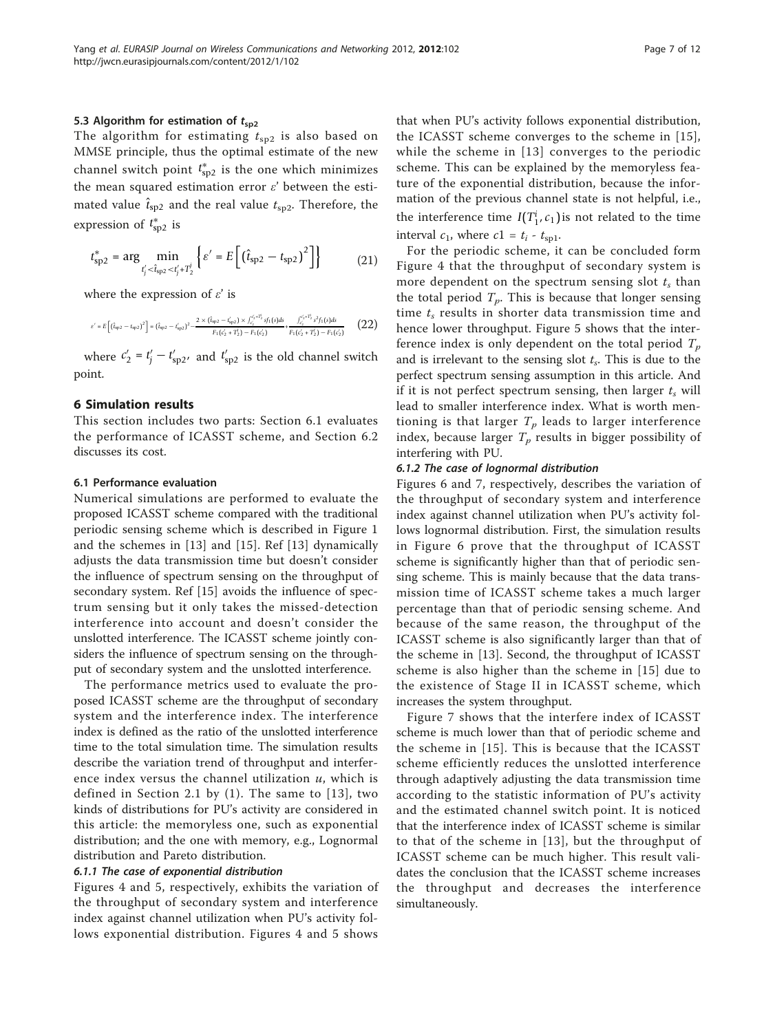### 5.3 Algorithm for estimation of $t_{sp2}$

The algorithm for estimating $t_{sp2}$ is also based on MMSE principle, thus the optimal estimate of the new channel switch point $t^*_{sp2}$ is the one which minimizes the mean squared estimation error $\varepsilon'$ between the estimated value $\hat{t}_{sp2}$ and the real value $t_{sp2}$. Therefore, the expression of $t^*_{sp2}$ is

$$t^*_{sp2} = \arg \min_{t'_j < \hat{t}_{sp2} < t'_j + T^j_2} \left\{ \varepsilon' = E\left[ \left( \hat{t}_{sp2} - t_{sp2} \right)^2 \right] \right\} \tag{21}$$

where the expression of $\varepsilon'$ is

$$\varepsilon' = E\left[ \left( \hat{t}_{sp2} - t_{sp2} \right)^2 \right] = \left( \hat{t}_{sp2} - t'_{sp2} \right)^2 - \frac{2 \times \left( \hat{t}_{sp2} - t'_{sp2} \right) \times \int_{c'_2}^{c'_2 + T^j_2} s f_1(s) ds}{F_1(c'_2 + T^j_2) - F_1(c'_2)} + \frac{\int_{c'_2}^{c'_2 + T^j_2} s^2 f_1(s) ds}{F_1(c'_2 + T^j_2) - F_1(c'_2)} \tag{22}$$

where $c'_2 = t'_j - t'_{sp2}$, and $t'_{sp2}$ is the old channel switch point.

## 6 Simulation results

This section includes two parts: Section 6.1 evaluates the performance of ICASST scheme, and Section 6.2 discusses its cost.

### 6.1 Performance evaluation

Numerical simulations are performed to evaluate the proposed ICASST scheme compared with the traditional periodic sensing scheme which is described in Figure 1 and the schemes in [13] and [15]. Ref [13] dynamically adjusts the data transmission time but doesn't consider the influence of spectrum sensing on the throughput of secondary system. Ref [15] avoids the influence of spectrum sensing but it only takes the missed-detection interference into account and doesn't consider the unslotted interference. The ICASST scheme jointly considers the influence of spectrum sensing on the throughput of secondary system and the unslotted interference.

The performance metrics used to evaluate the proposed ICASST scheme are the throughput of secondary system and the interference index. The interference index is defined as the ratio of the unslotted interference time to the total simulation time. The simulation results describe the variation trend of throughput and interference index versus the channel utilization $u$, which is defined in Section 2.1 by (1). The same to [13], two kinds of distributions for PU's activity are considered in this article: the memoryless one, such as exponential distribution; and the one with memory, e.g., Lognormal distribution and Pareto distribution.

#### 6.1.1 The case of exponential distribution

Figures 4 and 5, respectively, exhibits the variation of the throughput of secondary system and interference index against channel utilization when PU's activity follows exponential distribution. Figures 4 and 5 shows that when PU's activity follows exponential distribution, the ICASST scheme converges to the scheme in [15], while the scheme in [13] converges to the periodic scheme. This can be explained by the memoryless feature of the exponential distribution, because the information of the previous channel state is not helpful, i.e., the interference time $I(T^i_1, c_1)$ is not related to the time interval $c_1$, where $c1 = t_i - t_{sp1}$.

For the periodic scheme, it can be concluded form Figure 4 that the throughput of secondary system is more dependent on the spectrum sensing slot $t_s$ than the total period $T_p$. This is because that longer sensing time $t_s$ results in shorter data transmission time and hence lower throughput. Figure 5 shows that the interference index is only dependent on the total period $T_p$ and is irrelevant to the sensing slot $t_s$. This is due to the perfect spectrum sensing assumption in this article. And if it is not perfect spectrum sensing, then larger $t_s$ will lead to smaller interference index. What is worth mentioning is that larger $T_p$ leads to larger interference index, because larger $T_p$ results in bigger possibility of interfering with PU.

#### 6.1.2 The case of lognormal distribution

Figures 6 and 7, respectively, describes the variation of the throughput of secondary system and interference index against channel utilization when PU's activity follows lognormal distribution. First, the simulation results in Figure 6 prove that the throughput of ICASST scheme is significantly higher than that of periodic sensing scheme. This is mainly because that the data transmission time of ICASST scheme takes a much larger percentage than that of periodic sensing scheme. And because of the same reason, the throughput of the ICASST scheme is also significantly larger than that of the scheme in [13]. Second, the throughput of ICASST scheme is also higher than the scheme in [15] due to the existence of Stage II in ICASST scheme, which increases the system throughput.

Figure 7 shows that the interfere index of ICASST scheme is much lower than that of periodic scheme and the scheme in [15]. This is because that the ICASST scheme efficiently reduces the unslotted interference through adaptively adjusting the data transmission time according to the statistic information of PU's activity and the estimated channel switch point. It is noticed that the interference index of ICASST scheme is similar to that of the scheme in [13], but the throughput of ICASST scheme can be much higher. This result validates the conclusion that the ICASST scheme increases the throughput and decreases the interference simultaneously.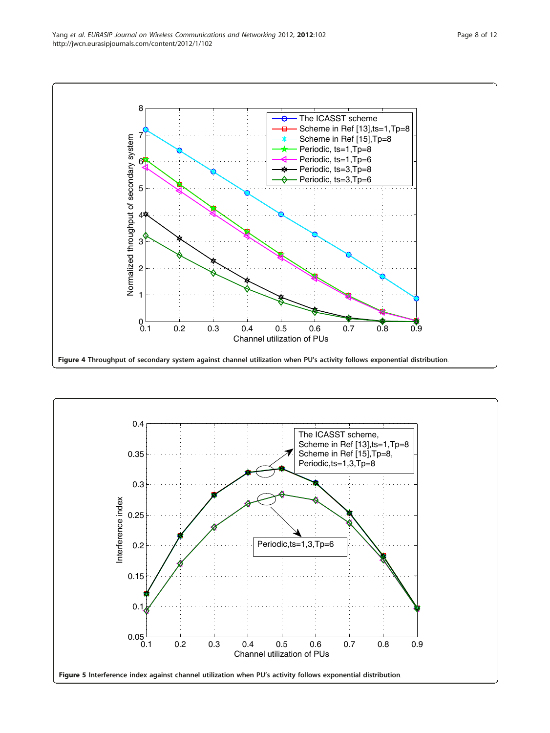**Figure 4 Throughput of secondary system against channel utilization when PU's activity follows exponential distribution.**

**Figure 5 Interference index against channel utilization when PU's activity follows exponential distribution.**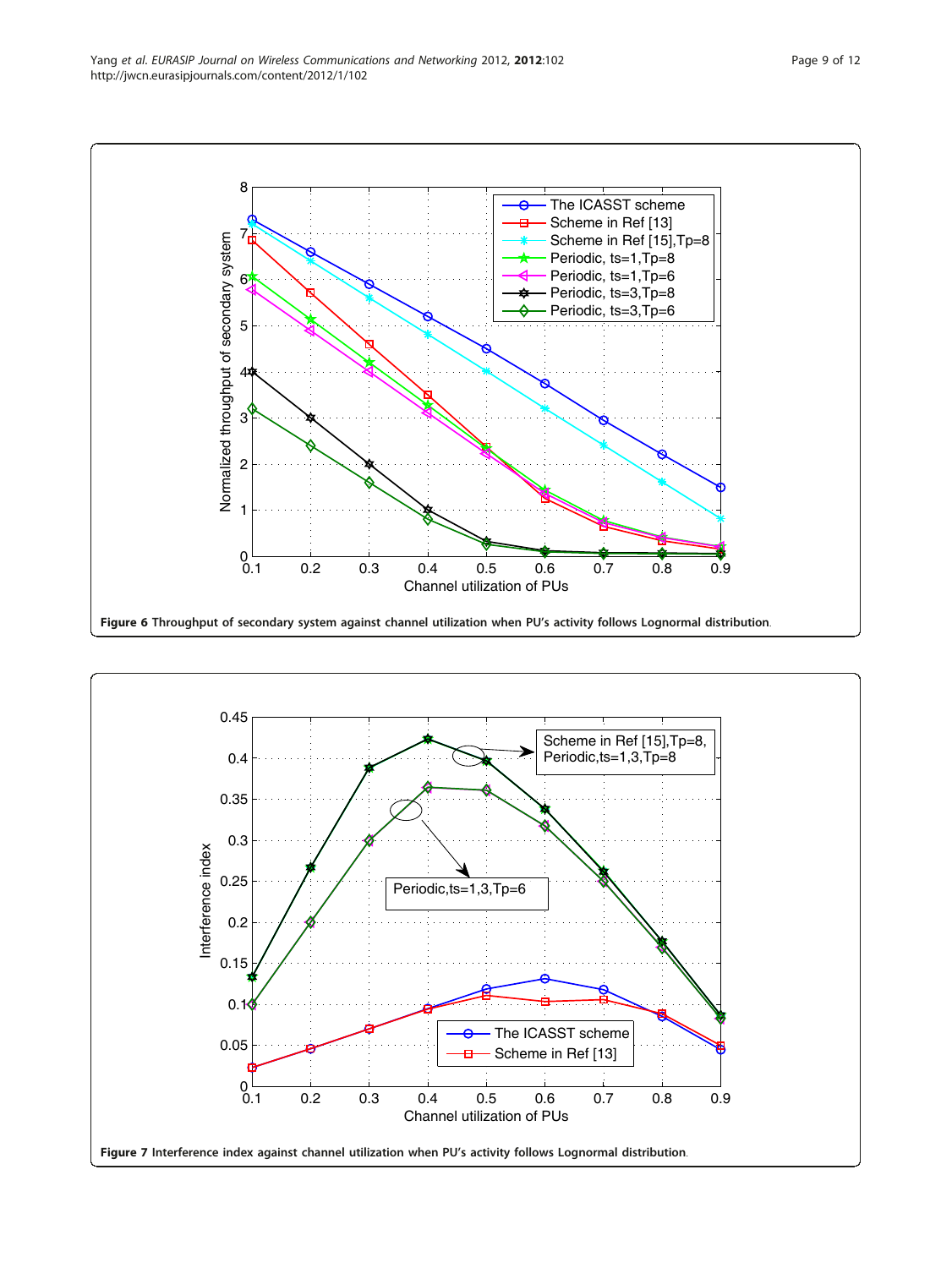Figure 6 Throughput of secondary system against channel utilization when PU's activity follows Lognormal distribution.

Figure 7 Interference index against channel utilization when PU's activity follows Lognormal distribution.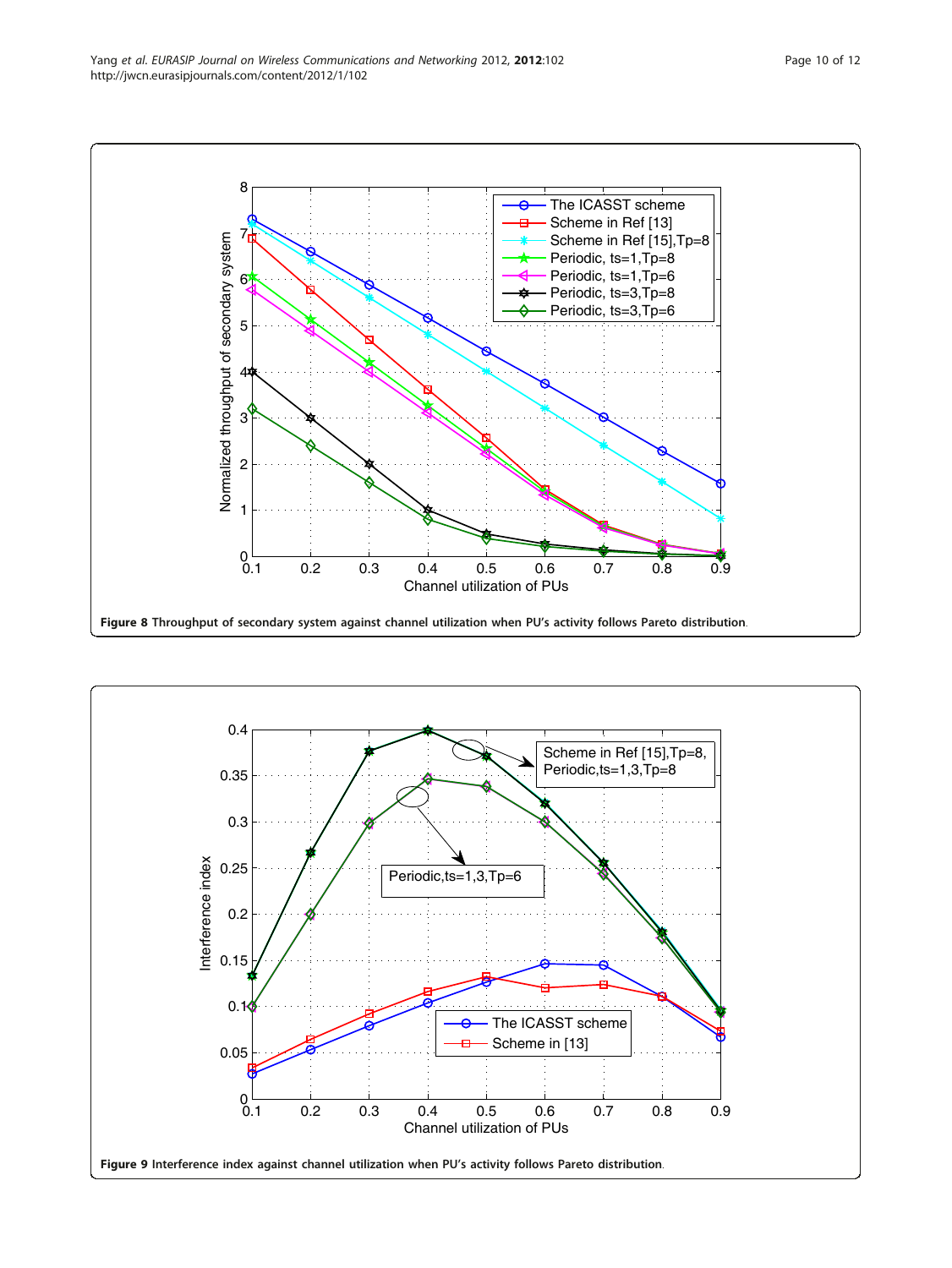Figure 8 Throughput of secondary system against channel utilization when PU's activity follows Pareto distribution.

Figure 9 Interference index against channel utilization when PU's activity follows Pareto distribution.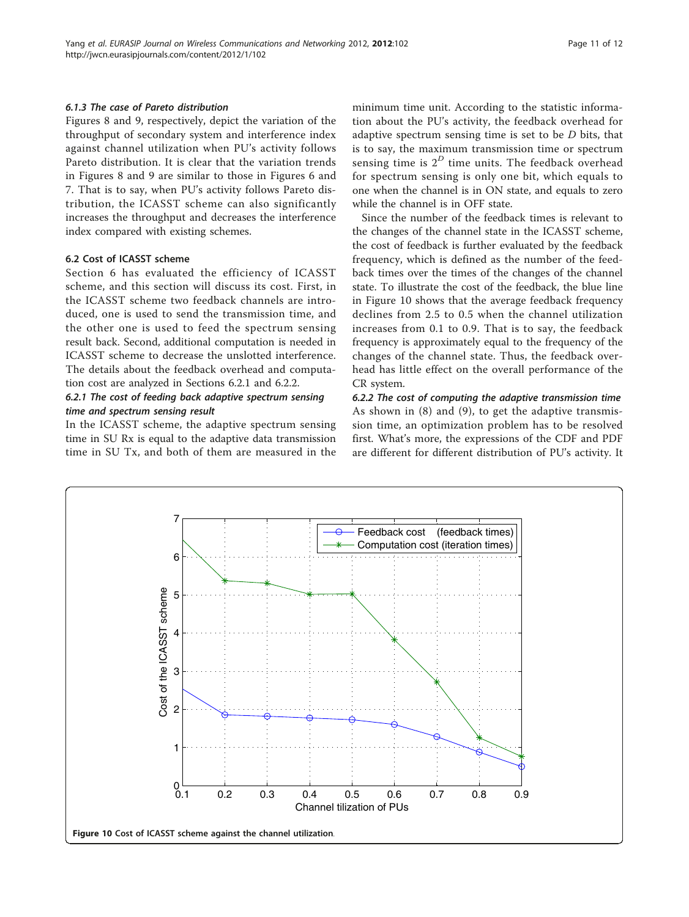#### 6.1.3 The case of Pareto distribution

Figures 8 and 9, respectively, depict the variation of the throughput of secondary system and interference index against channel utilization when PU's activity follows Pareto distribution. It is clear that the variation trends in Figures 8 and 9 are similar to those in Figures 6 and 7. That is to say, when PU's activity follows Pareto distribution, the ICASST scheme can also significantly increases the throughput and decreases the interference index compared with existing schemes.

### 6.2 Cost of ICASST scheme

Section 6 has evaluated the efficiency of ICASST scheme, and this section will discuss its cost. First, in the ICASST scheme two feedback channels are introduced, one is used to send the transmission time, and the other one is used to feed the spectrum sensing result back. Second, additional computation is needed in ICASST scheme to decrease the unslotted interference. The details about the feedback overhead and computation cost are analyzed in Sections 6.2.1 and 6.2.2.

#### 6.2.1 The cost of feeding back adaptive spectrum sensing time and spectrum sensing result

In the ICASST scheme, the adaptive spectrum sensing time in SU Rx is equal to the adaptive data transmission time in SU Tx, and both of them are measured in the minimum time unit. According to the statistic information about the PU's activity, the feedback overhead for adaptive spectrum sensing time is set to be $D$ bits, that is to say, the maximum transmission time or spectrum sensing time is $2^D$ time units. The feedback overhead for spectrum sensing is only one bit, which equals to one when the channel is in ON state, and equals to zero while the channel is in OFF state.

Since the number of the feedback times is relevant to the changes of the channel state in the ICASST scheme, the cost of feedback is further evaluated by the feedback frequency, which is defined as the number of the feedback times over the times of the changes of the channel state. To illustrate the cost of the feedback, the blue line in Figure 10 shows that the average feedback frequency declines from 2.5 to 0.5 when the channel utilization increases from 0.1 to 0.9. That is to say, the feedback frequency is approximately equal to the frequency of the changes of the channel state. Thus, the feedback overhead has little effect on the overall performance of the CR system.

#### 6.2.2 The cost of computing the adaptive transmission time

As shown in (8) and (9), to get the adaptive transmission time, an optimization problem has to be resolved first. What's more, the expressions of the CDF and PDF are different for different distribution of PU's activity. It

**Figure 10** Cost of ICASST scheme against the channel utilization.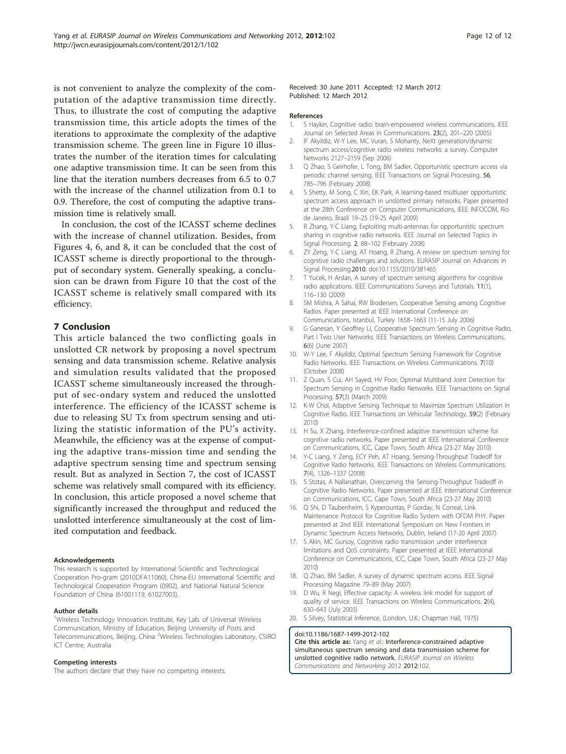is not convenient to analyze the complexity of the computation of the adaptive transmission time directly. Thus, to illustrate the cost of computing the adaptive transmission time, this article adopts the times of the iterations to approximate the complexity of the adaptive transmission scheme. The green line in Figure 10 illustrates the number of the iteration times for calculating one adaptive transmission time. It can be seen from this line that the iteration numbers decreases from 6.5 to 0.7 with the increase of the channel utilization from 0.1 to 0.9. Therefore, the cost of computing the adaptive transmission time is relatively small.

In conclusion, the cost of the ICASST scheme declines with the increase of channel utilization. Besides, from Figures 4, 6, and 8, it can be concluded that the cost of ICASST scheme is directly proportional to the throughput of secondary system. Generally speaking, a conclusion can be drawn from Figure 10 that the cost of the ICASST scheme is relatively small compared with its efficiency.

## 7 Conclusion

This article balanced the two conflicting goals in unslotted CR network by proposing a novel spectrum sensing and data transmission scheme. Relative analysis and simulation results validated that the proposed ICASST scheme simultaneously increased the throughput of sec-ondary system and reduced the unslotted interference. The efficiency of the ICASST scheme is due to releasing SU Tx from spectrum sensing and utilizing the statistic information of the PU's activity. Meanwhile, the efficiency was at the expense of computing the adaptive trans-mission time and sending the adaptive spectrum sensing time and spectrum sensing result. But as analyzed in Section 7, the cost of ICASST scheme was relatively small compared with its efficiency. In conclusion, this article proposed a novel scheme that significantly increased the throughput and reduced the unslotted interference simultaneously at the cost of limited computation and feedback.

#### Acknowledgements

This research is supported by International Scientific and Technological Cooperation Pro-gram (2010DFA11060), China-EU International Scientific and Technological Cooperation Program (0902), and National Natural Science Foundation of China (61001119, 61027003).

#### Author details

[1]Wireless Technology Innovation Institute, Key Lab. of Universal Wireless Communication, Ministry of Education, Beijing University of Posts and Telecommunications, Beijing, China [2]Wireless Technologies Laboratory, CSIRO ICT Centre, Australia

#### Competing interests

The authors declare that they have no competing interests.

Received: 30 June 2011 Accepted: 12 March 2012
Published: 12 March 2012

#### References

1. S Haykin, Cognitive radio: brain-empowered wireless communications. IEEE Journal on Selected Areas in Communications. **23**(2), 201–220 (2005)
2. IF Akyildiz, W-Y Lee, MC Vuran, S Mohanty, NeXt generation/dynamic spectrum access/cognitive radio wireless networks: a survey. Computer Networks 2127–2159 (Sep 2006)
3. Q Zhao, S Geirhofer, L Tong, BM Sadler, Opportunistic spectrum access via periodic channel sensing. IEEE Transactions on Signal Processing. **56**, 785–796 (February 2008)
4. S Shetty, M Song, C Xin, EK Park, A learning-based multiuser opportunistic spectrum access approach in unslotted primary networks. Paper presented at the 28th Conference on Computer Communications, IEEE INFOCOM, Rio de Janeiro, Brazil 19–25 (19-25 April 2009)
5. R Zhang, Y-C Liang, Exploiting multi-antennas for opportunistic spectrum sharing in cognitive radio networks. IEEE Journal on Selected Topics in Signal Processing. **2**, 88–102 (February 2008)
6. ZY Zeng, Y-C Liang, AT Hoang, R Zhang, A review on spectrum sensing for cognitive radio challenges and solutions. EURASIP Journal on Advances in Signal Processing.**2010**. doi:10.1155/2010/381465
7. T Yucek, H Arslan, A survey of spectrum sensing algorithms for cognitive radio applications. IEEE Communications Surveys and Tutorials. **11**(1), 116–130 (2009)
8. SM Mishra, A Sahai, RW Brodersen, Cooperative Sensing among Cognitive Radios. Paper presented at IEEE International Conference on Communications, Istanbul, Turkey 1658–1663 (11-15 July 2006)
9. G Ganesan, Y Geoffrey Li, Cooperative Spectrum Sensing in Cognitive Radio, Part I Two User Networks. IEEE Transactions on Wireless Communications. **6**(6) (June 2007)
10. W-Y Lee, F Akyildiz, Optimal Spectrum Sensing Framework for Cognitive Radio Networks. IEEE Transactions on Wireless Communications. **7**(10) (October 2008)
11. Z Quan, S Cui, AH Sayed, HV Poor, Optimal Multiband Joint Detection for Spectrum Sensing in Cognitive Radio Networks. IEEE Transactions on Signal Processing. **57**(3) (March 2009)
12. K-W Choi, Adaptive Sensing Technique to Maximize Spectrum Utilization in Cognitive Radio. IEEE Transactions on Vehicular Technology. **59**(2) (February 2010)
13. H Su, X Zhang, Interference-confined adaptive transmission scheme for cognitive radio networks. Paper presented at IEEE International Conference on Communications, ICC, Cape Town, South Africa (23-27 May 2010)
14. Y-C Liang, Y Zeng, ECY Peh, AT Hoang, Sensing-Throughput Tradeoff for Cognitive Radio Networks. IEEE Transactions on Wireless Communications. **7**(4), 1326–1337 (2008)
15. S Stotas, A Nallanathan, Overcoming the Sensing-Throughput Tradeoff in Cognitive Radio Networks. Paper presented at IEEE International Conference on Communications, ICC, Cape Town, South Africa (23-27 May 2010)
16. Q Shi, D Taubenheim, S Kyperountas, P Gorday, N Correal, Link Maintenance Protocol for Cognitive Radio System with OFDM PHY. Paper presented at 2nd IEEE International Symposium on New Frontiers in Dynamic Spectrum Access Networks, Dublin, Ireland (17-20 April 2007)
17. S Akin, MC Gursoy, Cognitive radio transmission under interference limitations and QoS constraints. Paper presented at IEEE International Conference on Communications, ICC, Cape Town, South Africa (23-27 May 2010)
18. Q Zhao, BM Sadler, A survey of dynamic spectrum access. IEEE Signal Processing Magazine 79–89 (May 2007)
19. D Wu, R Negi, Effective capacity: A wireless link model for support of quality of service. IEEE Transactions on Wireless Communications. **2**(4), 630–643 (July 2003)
20. S Silvey, Statistical Inference, (London, U.K.: Chapman Hall, 1975)

doi:10.1186/1687-1499-2012-102
**Cite this article as:** Yang *et al.*: Interference-constrained adaptive simultaneous spectrum sensing and data transmission scheme for unslotted cognitive radio network. *EURASIP Journal on Wireless Communications and Networking* 2012 **2012**:102.